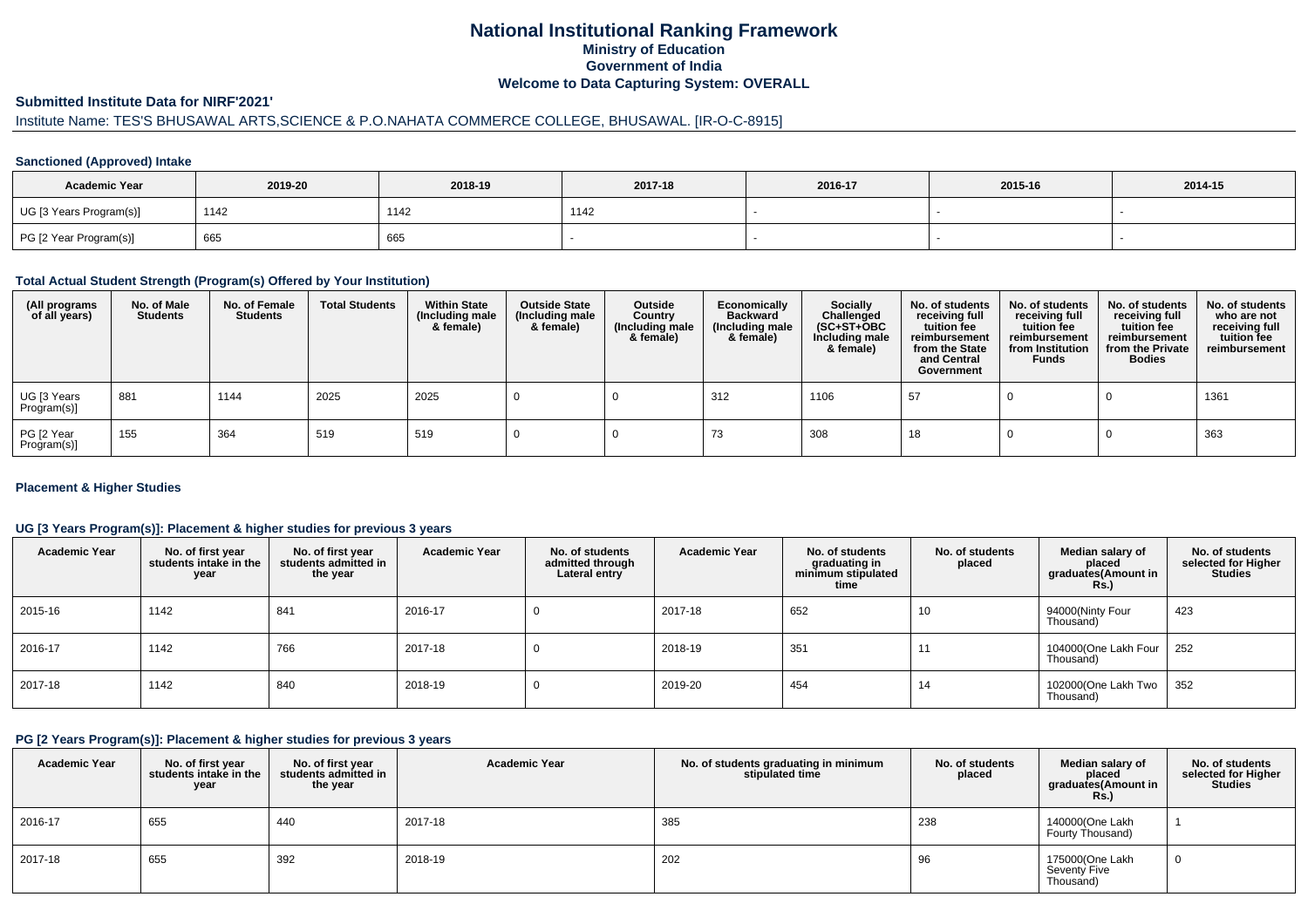# National Institutional Ranking Framework
## Ministry of Education
## Government of India
## Welcome to Data Capturing System: OVERALL

### Submitted Institute Data for NIRF'2021'

Institute Name: TES'S BHUSAWAL ARTS,SCIENCE & P.O.NAHATA COMMERCE COLLEGE, BHUSAWAL. [IR-O-C-8915]

#### Sanctioned (Approved) Intake

| Academic Year | 2019-20 | 2018-19 | 2017-18 | 2016-17 | 2015-16 | 2014-15 |
|---|---|---|---|---|---|---|
| UG [3 Years Program(s)] | 1142 | 1142 | 1142 | - | - | - |
| PG [2 Year Program(s)] | 665 | 665 | - | - | - | - |

#### Total Actual Student Strength (Program(s) Offered by Your Institution)

| (All programs of all years) | No. of Male Students | No. of Female Students | Total Students | Within State (Including male & female) | Outside State (Including male & female) | Outside Country (Including male & female) | Economically Backward (Including male & female) | Socially Challenged (SC+ST+OBC Including male & female) | No. of students receiving full tuition fee reimbursement from the State and Central Government | No. of students receiving full tuition fee reimbursement from Institution Funds | No. of students receiving full tuition fee reimbursement from the Private Bodies | No. of students who are not receiving full tuition fee reimbursement |
|---|---|---|---|---|---|---|---|---|---|---|---|---|
| UG [3 Years Program(s)] | 881 | 1144 | 2025 | 2025 | 0 | 0 | 312 | 1106 | 57 | 0 | 0 | 1361 |
| PG [2 Year Program(s)] | 155 | 364 | 519 | 519 | 0 | 0 | 73 | 308 | 18 | 0 | 0 | 363 |

#### Placement & Higher Studies

#### UG [3 Years Program(s)]: Placement & higher studies for previous 3 years

| Academic Year | No. of first year students intake in the year | No. of first year students admitted in the year | Academic Year | No. of students admitted through Lateral entry | Academic Year | No. of students graduating in minimum stipulated time | No. of students placed | Median salary of placed graduates(Amount in Rs.) | No. of students selected for Higher Studies |
|---|---|---|---|---|---|---|---|---|---|
| 2015-16 | 1142 | 841 | 2016-17 | 0 | 2017-18 | 652 | 10 | 94000(Ninty Four Thousand) | 423 |
| 2016-17 | 1142 | 766 | 2017-18 | 0 | 2018-19 | 351 | 11 | 104000(One Lakh Four Thousand) | 252 |
| 2017-18 | 1142 | 840 | 2018-19 | 0 | 2019-20 | 454 | 14 | 102000(One Lakh Two Thousand) | 352 |

#### PG [2 Years Program(s)]: Placement & higher studies for previous 3 years

| Academic Year | No. of first year students intake in the year | No. of first year students admitted in the year | Academic Year | No. of students graduating in minimum stipulated time | No. of students placed | Median salary of placed graduates(Amount in Rs.) | No. of students selected for Higher Studies |
|---|---|---|---|---|---|---|---|
| 2016-17 | 655 | 440 | 2017-18 | 385 | 238 | 140000(One Lakh Fourty Thousand) | 1 |
| 2017-18 | 655 | 392 | 2018-19 | 202 | 96 | 175000(One Lakh Seventy Five Thousand) | 0 |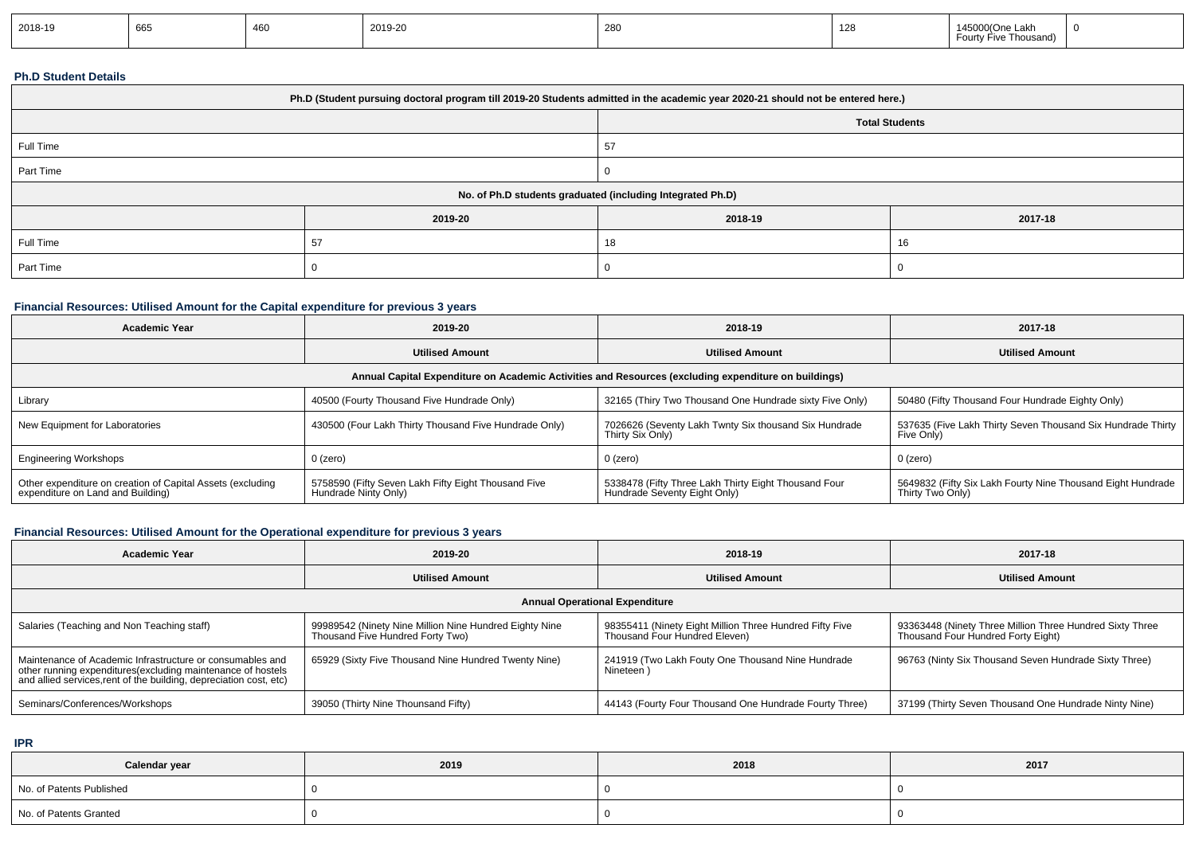| 2018-19 | 665 | 460 | 2019-20 | 280 | 128 | 145000(One Lakh Fourty Five Thousand) | 0 |
|---|---|---|---|---|---|---|---|

### Ph.D Student Details

| Ph.D (Student pursuing doctoral program till 2019-20 Students admitted in the academic year 2020-21 should not be entered here.) | | |
|---|---|---|
| | Total Students | |
| Full Time | 57 | |
| Part Time | 0 | |
| No. of Ph.D students graduated (including Integrated Ph.D) | | |
| | 2019-20 | 2018-19 | 2017-18 |
| Full Time | 57 | 18 | 16 |
| Part Time | 0 | 0 | 0 |

### Financial Resources: Utilised Amount for the Capital expenditure for previous 3 years

| Academic Year | 2019-20 | 2018-19 | 2017-18 |
|---|---|---|---|
| | Utilised Amount | Utilised Amount | Utilised Amount |
| Annual Capital Expenditure on Academic Activities and Resources (excluding expenditure on buildings) | | | |
| Library | 40500 (Fourty Thousand Five Hundrade Only) | 32165 (Thiry Two Thousand One Hundrade sixty Five Only) | 50480 (Fifty Thousand Four Hundrade Eighty Only) |
| New Equipment for Laboratories | 430500 (Four Lakh Thirty Thousand Five Hundrade Only) | 7026626 (Seventy Lakh Twnty Six thousand Six Hundrade Thirty Six Only) | 537635 (Five Lakh Thirty Seven Thousand Six Hundrade Thirty Five Only) |
| Engineering Workshops | 0 (zero) | 0 (zero) | 0 (zero) |
| Other expenditure on creation of Capital Assets (excluding expenditure on Land and Building) | 5758590 (Fifty Seven Lakh Fifty Eight Thousand Five Hundrade Ninty Only) | 5338478 (Fifty Three Lakh Thirty Eight Thousand Four Hundrade Seventy Eight Only) | 5649832 (Fifty Six Lakh Fourty Nine Thousand Eight Hundrade Thirty Two Only) |

### Financial Resources: Utilised Amount for the Operational expenditure for previous 3 years

| Academic Year | 2019-20 | 2018-19 | 2017-18 |
|---|---|---|---|
| | Utilised Amount | Utilised Amount | Utilised Amount |
| Annual Operational Expenditure | | | |
| Salaries (Teaching and Non Teaching staff) | 99989542 (Ninety Nine Million Nine Hundred Eighty Nine Thousand Five Hundred Forty Two) | 98355411 (Ninety Eight Million Three Hundred Fifty Five Thousand Four Hundred Eleven) | 93363448 (Ninety Three Million Three Hundred Sixty Three Thousand Four Hundred Forty Eight) |
| Maintenance of Academic Infrastructure or consumables and other running expenditures(excluding maintenance of hostels and allied services,rent of the building, depreciation cost, etc) | 65929 (Sixty Five Thousand Nine Hundred Twenty Nine) | 241919 (Two Lakh Fouty One Thousand Nine Hundrade Nineteen ) | 96763 (Ninty Six Thousand Seven Hundrade Sixty Three) |
| Seminars/Conferences/Workshops | 39050 (Thirty Nine Thounsand Fifty) | 44143 (Fourty Four Thousand One Hundrade Fourty Three) | 37199 (Thirty Seven Thousand One Hundrade Ninty Nine) |

### IPR

| Calendar year | 2019 | 2018 | 2017 |
|---|---|---|---|
| No. of Patents Published | 0 | 0 | 0 |
| No. of Patents Granted | 0 | 0 | 0 |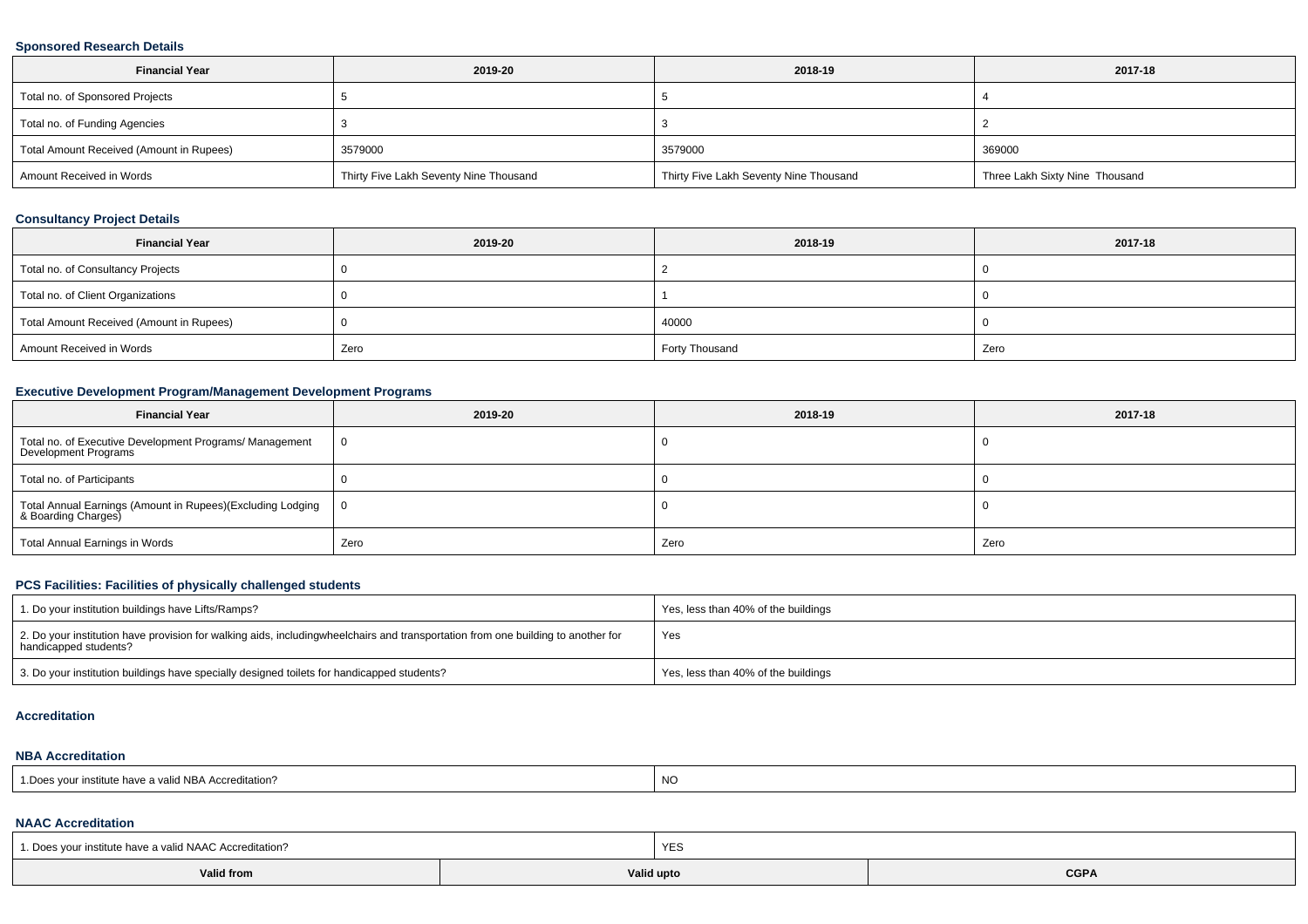### Sponsored Research Details

| Financial Year | 2019-20 | 2018-19 | 2017-18 |
|---|---|---|---|
| Total no. of Sponsored Projects | 5 | 5 | 4 |
| Total no. of Funding Agencies | 3 | 3 | 2 |
| Total Amount Received (Amount in Rupees) | 3579000 | 3579000 | 369000 |
| Amount Received in Words | Thirty Five Lakh Seventy Nine Thousand | Thirty Five Lakh Seventy Nine Thousand | Three Lakh Sixty Nine Thousand |

### Consultancy Project Details

| Financial Year | 2019-20 | 2018-19 | 2017-18 |
|---|---|---|---|
| Total no. of Consultancy Projects | 0 | 2 | 0 |
| Total no. of Client Organizations | 0 | 1 | 0 |
| Total Amount Received (Amount in Rupees) | 0 | 40000 | 0 |
| Amount Received in Words | Zero | Forty Thousand | Zero |

### Executive Development Program/Management Development Programs

| Financial Year | 2019-20 | 2018-19 | 2017-18 |
|---|---|---|---|
| Total no. of Executive Development Programs/ Management Development Programs | 0 | 0 | 0 |
| Total no. of Participants | 0 | 0 | 0 |
| Total Annual Earnings (Amount in Rupees)(Excluding Lodging & Boarding Charges) | 0 | 0 | 0 |
| Total Annual Earnings in Words | Zero | Zero | Zero |

### PCS Facilities: Facilities of physically challenged students

| | |
|---|---|
| 1. Do your institution buildings have Lifts/Ramps? | Yes, less than 40% of the buildings |
| 2. Do your institution have provision for walking aids, includingwheelchairs and transportation from one building to another for handicapped students? | Yes |
| 3. Do your institution buildings have specially designed toilets for handicapped students? | Yes, less than 40% of the buildings |

### Accreditation

### NBA Accreditation

| | |
|---|---|
| 1.Does your institute have a valid NBA Accreditation? | NO |

### NAAC Accreditation

| | | |
|---|---|---|
| 1. Does your institute have a valid NAAC Accreditation? | YES | |
| **Valid from** | **Valid upto** | **CGPA** |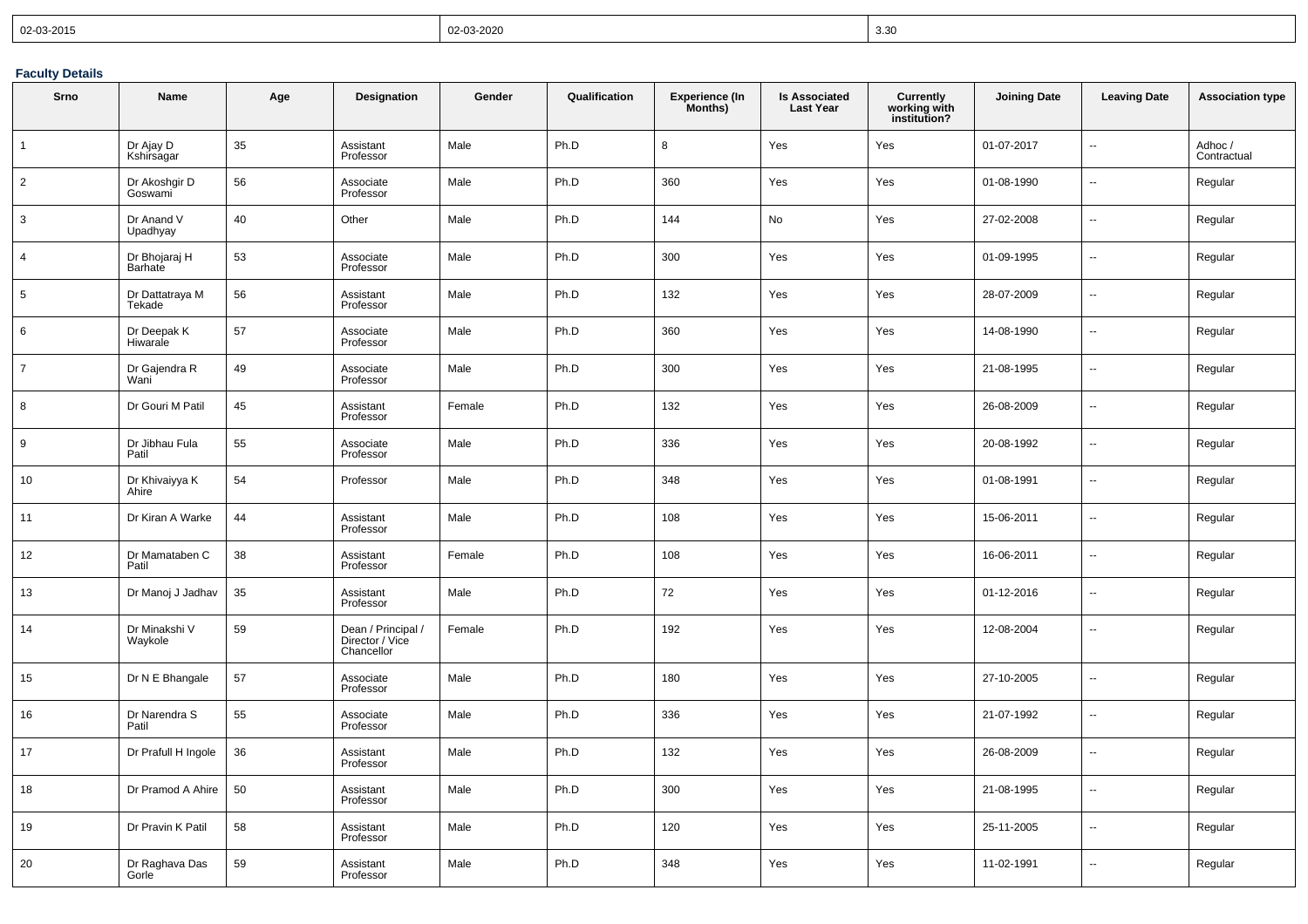| 02-03-2015 | 02-03-2020 | 3.30 |
|---|---|---|

### Faculty Details

| Srno | Name | Age | Designation | Gender | Qualification | Experience (In Months) | Is Associated Last Year | Currently working with institution? | Joining Date | Leaving Date | Association type |
|---|---|---|---|---|---|---|---|---|---|---|---|
| 1 | Dr Ajay D Kshirsagar | 35 | Assistant Professor | Male | Ph.D | 8 | Yes | Yes | 01-07-2017 | -- | Adhoc / Contractual |
| 2 | Dr Akoshgir D Goswami | 56 | Associate Professor | Male | Ph.D | 360 | Yes | Yes | 01-08-1990 | -- | Regular |
| 3 | Dr Anand V Upadhyay | 40 | Other | Male | Ph.D | 144 | No | Yes | 27-02-2008 | -- | Regular |
| 4 | Dr Bhojaraj H Barhate | 53 | Associate Professor | Male | Ph.D | 300 | Yes | Yes | 01-09-1995 | -- | Regular |
| 5 | Dr Dattatraya M Tekade | 56 | Assistant Professor | Male | Ph.D | 132 | Yes | Yes | 28-07-2009 | -- | Regular |
| 6 | Dr Deepak K Hiwarale | 57 | Associate Professor | Male | Ph.D | 360 | Yes | Yes | 14-08-1990 | -- | Regular |
| 7 | Dr Gajendra R Wani | 49 | Associate Professor | Male | Ph.D | 300 | Yes | Yes | 21-08-1995 | -- | Regular |
| 8 | Dr Gouri M Patil | 45 | Assistant Professor | Female | Ph.D | 132 | Yes | Yes | 26-08-2009 | -- | Regular |
| 9 | Dr Jibhau Fula Patil | 55 | Associate Professor | Male | Ph.D | 336 | Yes | Yes | 20-08-1992 | -- | Regular |
| 10 | Dr Khivaiyya K Ahire | 54 | Professor | Male | Ph.D | 348 | Yes | Yes | 01-08-1991 | -- | Regular |
| 11 | Dr Kiran A Warke | 44 | Assistant Professor | Male | Ph.D | 108 | Yes | Yes | 15-06-2011 | -- | Regular |
| 12 | Dr Mamataben C Patil | 38 | Assistant Professor | Female | Ph.D | 108 | Yes | Yes | 16-06-2011 | -- | Regular |
| 13 | Dr Manoj J Jadhav | 35 | Assistant Professor | Male | Ph.D | 72 | Yes | Yes | 01-12-2016 | -- | Regular |
| 14 | Dr Minakshi V Waykole | 59 | Dean / Principal / Director / Vice Chancellor | Female | Ph.D | 192 | Yes | Yes | 12-08-2004 | -- | Regular |
| 15 | Dr N E Bhangale | 57 | Associate Professor | Male | Ph.D | 180 | Yes | Yes | 27-10-2005 | -- | Regular |
| 16 | Dr Narendra S Patil | 55 | Associate Professor | Male | Ph.D | 336 | Yes | Yes | 21-07-1992 | -- | Regular |
| 17 | Dr Prafull H Ingole | 36 | Assistant Professor | Male | Ph.D | 132 | Yes | Yes | 26-08-2009 | -- | Regular |
| 18 | Dr Pramod A Ahire | 50 | Assistant Professor | Male | Ph.D | 300 | Yes | Yes | 21-08-1995 | -- | Regular |
| 19 | Dr Pravin K Patil | 58 | Assistant Professor | Male | Ph.D | 120 | Yes | Yes | 25-11-2005 | -- | Regular |
| 20 | Dr Raghava Das Gorle | 59 | Assistant Professor | Male | Ph.D | 348 | Yes | Yes | 11-02-1991 | -- | Regular |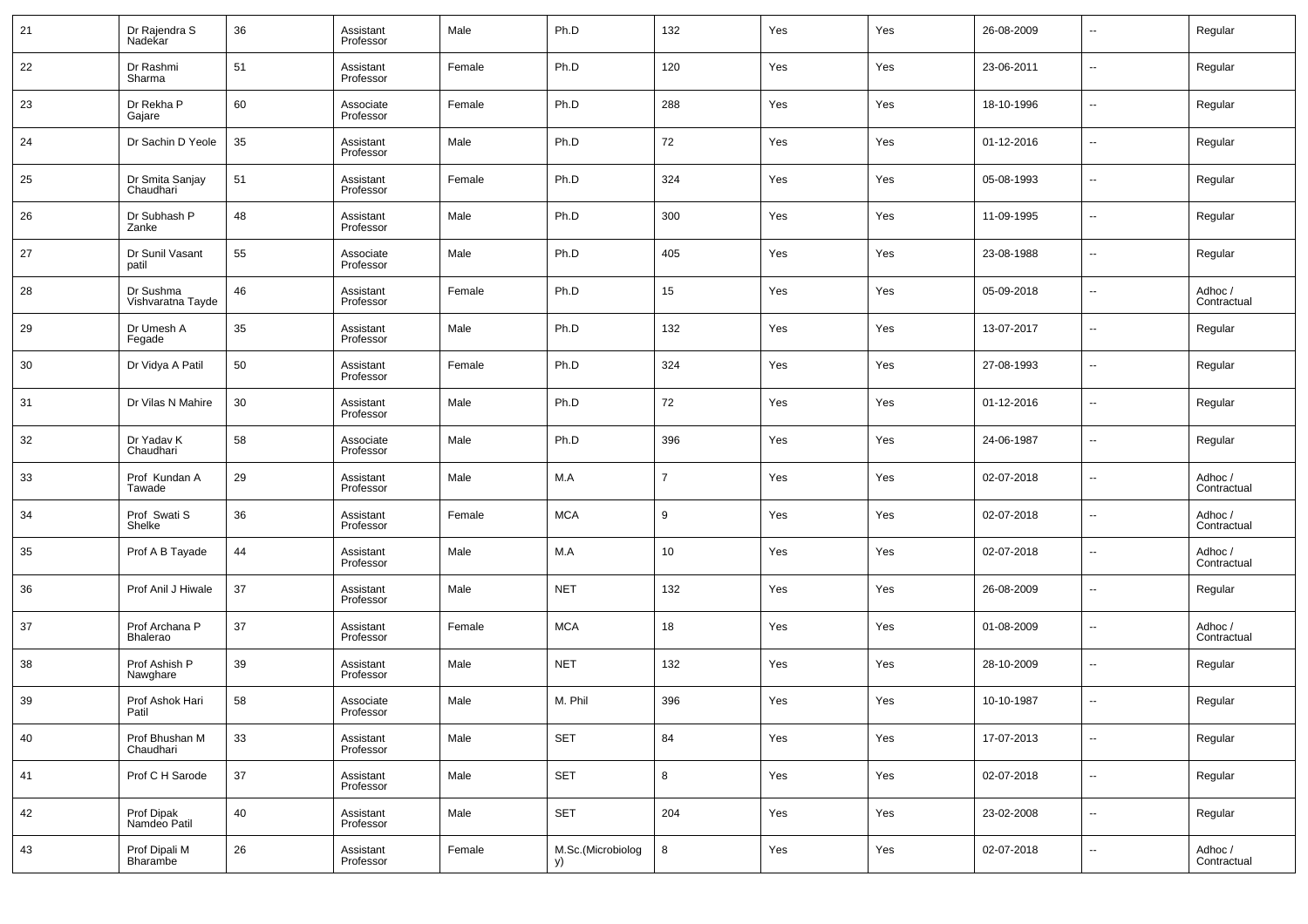| 21 | Dr Rajendra S Nadekar | 36 | Assistant Professor | Male | Ph.D | 132 | Yes | Yes | 26-08-2009 | -- | Regular |
|---|---|---|---|---|---|---|---|---|---|---|---|
| 22 | Dr Rashmi Sharma | 51 | Assistant Professor | Female | Ph.D | 120 | Yes | Yes | 23-06-2011 | -- | Regular |
| 23 | Dr Rekha P Gajare | 60 | Associate Professor | Female | Ph.D | 288 | Yes | Yes | 18-10-1996 | -- | Regular |
| 24 | Dr Sachin D Yeole | 35 | Assistant Professor | Male | Ph.D | 72 | Yes | Yes | 01-12-2016 | -- | Regular |
| 25 | Dr Smita Sanjay Chaudhari | 51 | Assistant Professor | Female | Ph.D | 324 | Yes | Yes | 05-08-1993 | -- | Regular |
| 26 | Dr Subhash P Zanke | 48 | Assistant Professor | Male | Ph.D | 300 | Yes | Yes | 11-09-1995 | -- | Regular |
| 27 | Dr Sunil Vasant patil | 55 | Associate Professor | Male | Ph.D | 405 | Yes | Yes | 23-08-1988 | -- | Regular |
| 28 | Dr Sushma Vishvaratna Tayde | 46 | Assistant Professor | Female | Ph.D | 15 | Yes | Yes | 05-09-2018 | -- | Adhoc / Contractual |
| 29 | Dr Umesh A Fegade | 35 | Assistant Professor | Male | Ph.D | 132 | Yes | Yes | 13-07-2017 | -- | Regular |
| 30 | Dr Vidya A Patil | 50 | Assistant Professor | Female | Ph.D | 324 | Yes | Yes | 27-08-1993 | -- | Regular |
| 31 | Dr Vilas N Mahire | 30 | Assistant Professor | Male | Ph.D | 72 | Yes | Yes | 01-12-2016 | -- | Regular |
| 32 | Dr Yadav K Chaudhari | 58 | Associate Professor | Male | Ph.D | 396 | Yes | Yes | 24-06-1987 | -- | Regular |
| 33 | Prof Kundan A Tawade | 29 | Assistant Professor | Male | M.A | 7 | Yes | Yes | 02-07-2018 | -- | Adhoc / Contractual |
| 34 | Prof Swati S Shelke | 36 | Assistant Professor | Female | MCA | 9 | Yes | Yes | 02-07-2018 | -- | Adhoc / Contractual |
| 35 | Prof A B Tayade | 44 | Assistant Professor | Male | M.A | 10 | Yes | Yes | 02-07-2018 | -- | Adhoc / Contractual |
| 36 | Prof Anil J Hiwale | 37 | Assistant Professor | Male | NET | 132 | Yes | Yes | 26-08-2009 | -- | Regular |
| 37 | Prof Archana P Bhalerao | 37 | Assistant Professor | Female | MCA | 18 | Yes | Yes | 01-08-2009 | -- | Adhoc / Contractual |
| 38 | Prof Ashish P Nawghare | 39 | Assistant Professor | Male | NET | 132 | Yes | Yes | 28-10-2009 | -- | Regular |
| 39 | Prof Ashok Hari Patil | 58 | Associate Professor | Male | M. Phil | 396 | Yes | Yes | 10-10-1987 | -- | Regular |
| 40 | Prof Bhushan M Chaudhari | 33 | Assistant Professor | Male | SET | 84 | Yes | Yes | 17-07-2013 | -- | Regular |
| 41 | Prof C H Sarode | 37 | Assistant Professor | Male | SET | 8 | Yes | Yes | 02-07-2018 | -- | Regular |
| 42 | Prof Dipak Namdeo Patil | 40 | Assistant Professor | Male | SET | 204 | Yes | Yes | 23-02-2008 | -- | Regular |
| 43 | Prof Dipali M Bharambe | 26 | Assistant Professor | Female | M.Sc.(Microbiology) | 8 | Yes | Yes | 02-07-2018 | -- | Adhoc / Contractual |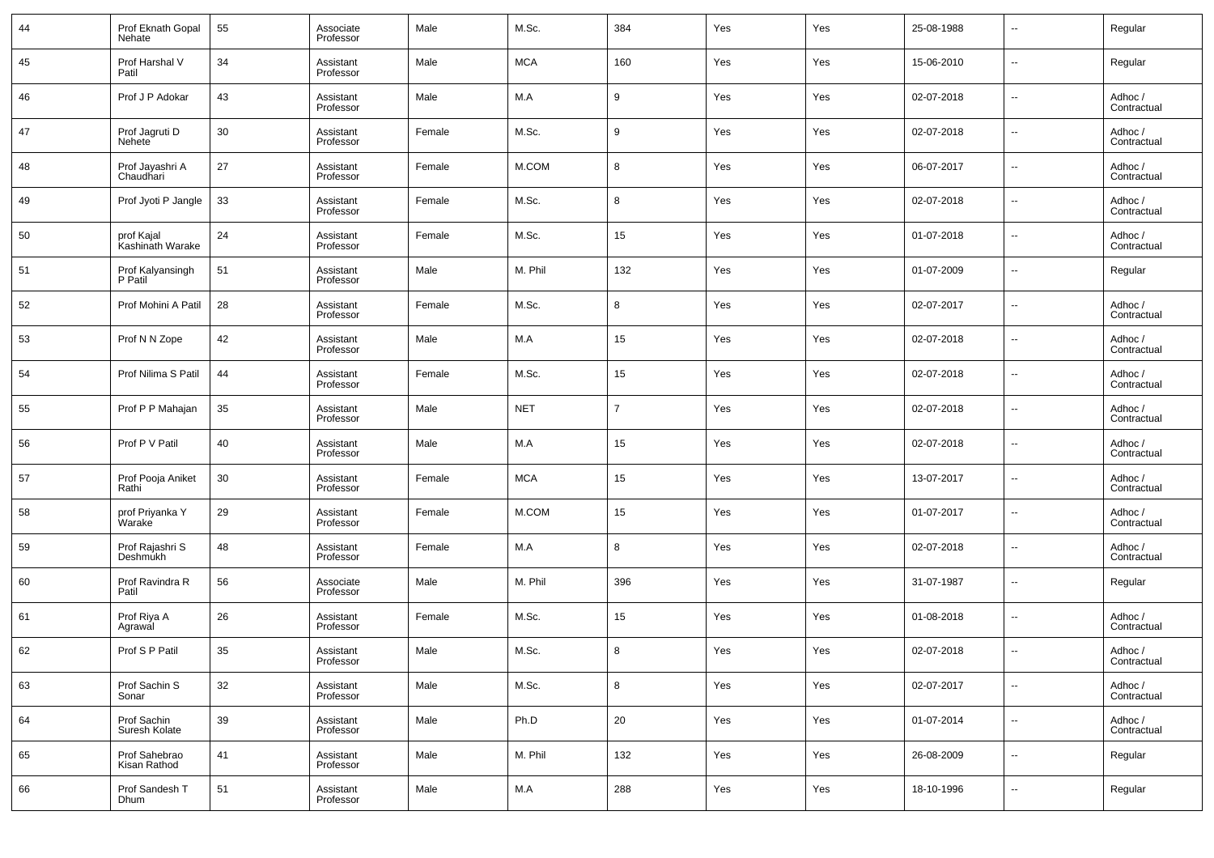| 44 | Prof Eknath Gopal Nehate | 55 | Associate Professor | Male | M.Sc. | 384 | Yes | Yes | 25-08-1988 | -- | Regular |
|---|---|---|---|---|---|---|---|---|---|---|---|
| 45 | Prof Harshal V Patil | 34 | Assistant Professor | Male | MCA | 160 | Yes | Yes | 15-06-2010 | -- | Regular |
| 46 | Prof J P Adokar | 43 | Assistant Professor | Male | M.A | 9 | Yes | Yes | 02-07-2018 | -- | Adhoc / Contractual |
| 47 | Prof Jagruti D Nehete | 30 | Assistant Professor | Female | M.Sc. | 9 | Yes | Yes | 02-07-2018 | -- | Adhoc / Contractual |
| 48 | Prof Jayashri A Chaudhari | 27 | Assistant Professor | Female | M.COM | 8 | Yes | Yes | 06-07-2017 | -- | Adhoc / Contractual |
| 49 | Prof Jyoti P Jangle | 33 | Assistant Professor | Female | M.Sc. | 8 | Yes | Yes | 02-07-2018 | -- | Adhoc / Contractual |
| 50 | prof Kajal Kashinath Warake | 24 | Assistant Professor | Female | M.Sc. | 15 | Yes | Yes | 01-07-2018 | -- | Adhoc / Contractual |
| 51 | Prof Kalyansingh P Patil | 51 | Assistant Professor | Male | M. Phil | 132 | Yes | Yes | 01-07-2009 | -- | Regular |
| 52 | Prof Mohini A Patil | 28 | Assistant Professor | Female | M.Sc. | 8 | Yes | Yes | 02-07-2017 | -- | Adhoc / Contractual |
| 53 | Prof N N Zope | 42 | Assistant Professor | Male | M.A | 15 | Yes | Yes | 02-07-2018 | -- | Adhoc / Contractual |
| 54 | Prof Nilima S Patil | 44 | Assistant Professor | Female | M.Sc. | 15 | Yes | Yes | 02-07-2018 | -- | Adhoc / Contractual |
| 55 | Prof P P Mahajan | 35 | Assistant Professor | Male | NET | 7 | Yes | Yes | 02-07-2018 | -- | Adhoc / Contractual |
| 56 | Prof P V Patil | 40 | Assistant Professor | Male | M.A | 15 | Yes | Yes | 02-07-2018 | -- | Adhoc / Contractual |
| 57 | Prof Pooja Aniket Rathi | 30 | Assistant Professor | Female | MCA | 15 | Yes | Yes | 13-07-2017 | -- | Adhoc / Contractual |
| 58 | prof Priyanka Y Warake | 29 | Assistant Professor | Female | M.COM | 15 | Yes | Yes | 01-07-2017 | -- | Adhoc / Contractual |
| 59 | Prof Rajashri S Deshmukh | 48 | Assistant Professor | Female | M.A | 8 | Yes | Yes | 02-07-2018 | -- | Adhoc / Contractual |
| 60 | Prof Ravindra R Patil | 56 | Associate Professor | Male | M. Phil | 396 | Yes | Yes | 31-07-1987 | -- | Regular |
| 61 | Prof Riya A Agrawal | 26 | Assistant Professor | Female | M.Sc. | 15 | Yes | Yes | 01-08-2018 | -- | Adhoc / Contractual |
| 62 | Prof S P Patil | 35 | Assistant Professor | Male | M.Sc. | 8 | Yes | Yes | 02-07-2018 | -- | Adhoc / Contractual |
| 63 | Prof Sachin S Sonar | 32 | Assistant Professor | Male | M.Sc. | 8 | Yes | Yes | 02-07-2017 | -- | Adhoc / Contractual |
| 64 | Prof Sachin Suresh Kolate | 39 | Assistant Professor | Male | Ph.D | 20 | Yes | Yes | 01-07-2014 | -- | Adhoc / Contractual |
| 65 | Prof Sahebrao Kisan Rathod | 41 | Assistant Professor | Male | M. Phil | 132 | Yes | Yes | 26-08-2009 | -- | Regular |
| 66 | Prof Sandesh T Dhum | 51 | Assistant Professor | Male | M.A | 288 | Yes | Yes | 18-10-1996 | -- | Regular |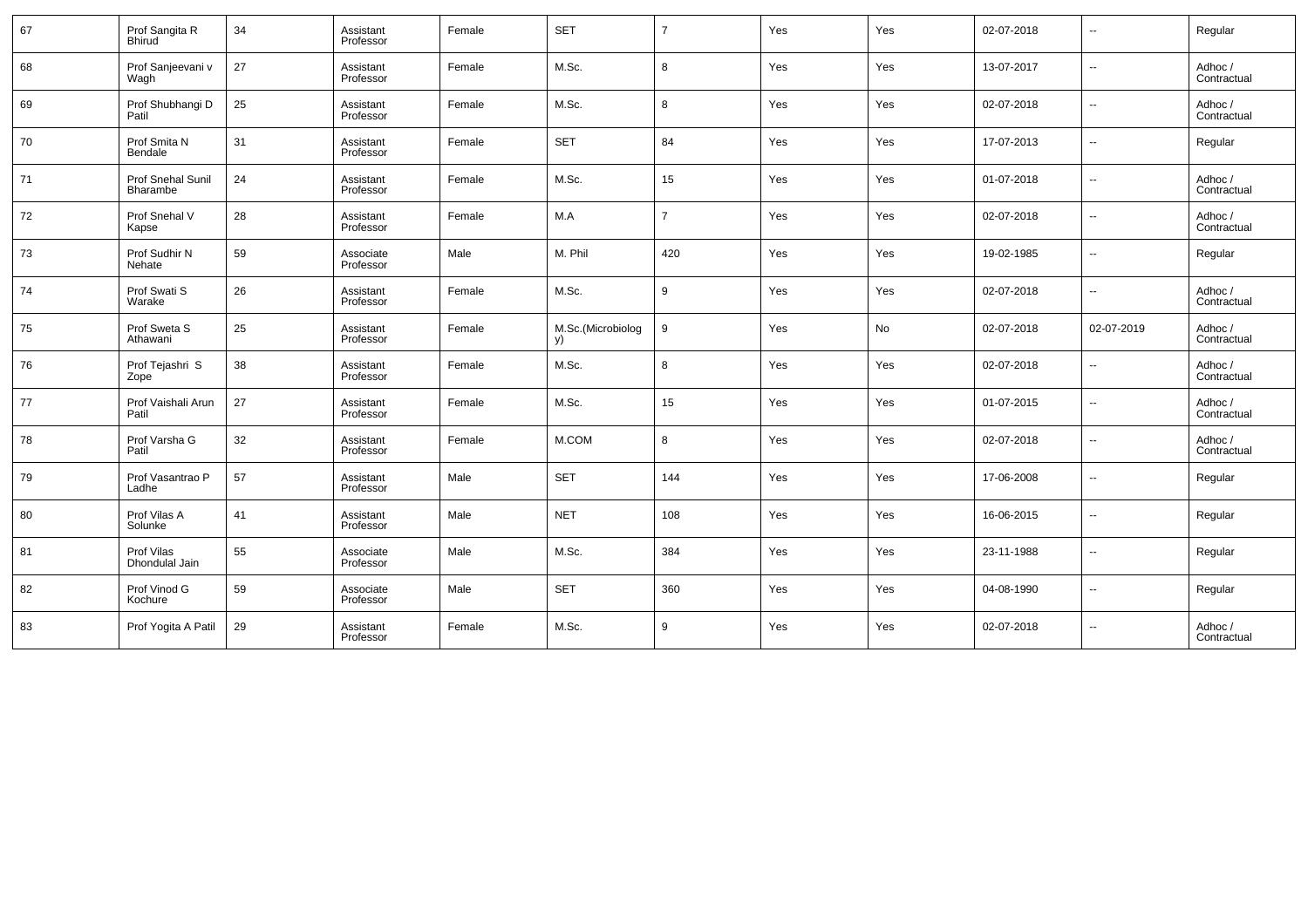| | | | | | | | | | | | |
|---|---|---|---|---|---|---|---|---|---|---|---|
| 67 | Prof Sangita R Bhirud | 34 | Assistant Professor | Female | SET | 7 | Yes | Yes | 02-07-2018 | -- | Regular |
| 68 | Prof Sanjeevani v Wagh | 27 | Assistant Professor | Female | M.Sc. | 8 | Yes | Yes | 13-07-2017 | -- | Adhoc / Contractual |
| 69 | Prof Shubhangi D Patil | 25 | Assistant Professor | Female | M.Sc. | 8 | Yes | Yes | 02-07-2018 | -- | Adhoc / Contractual |
| 70 | Prof Smita N Bendale | 31 | Assistant Professor | Female | SET | 84 | Yes | Yes | 17-07-2013 | -- | Regular |
| 71 | Prof Snehal Sunil Bharambe | 24 | Assistant Professor | Female | M.Sc. | 15 | Yes | Yes | 01-07-2018 | -- | Adhoc / Contractual |
| 72 | Prof Snehal V Kapse | 28 | Assistant Professor | Female | M.A | 7 | Yes | Yes | 02-07-2018 | -- | Adhoc / Contractual |
| 73 | Prof Sudhir N Nehate | 59 | Associate Professor | Male | M. Phil | 420 | Yes | Yes | 19-02-1985 | -- | Regular |
| 74 | Prof Swati S Warake | 26 | Assistant Professor | Female | M.Sc. | 9 | Yes | Yes | 02-07-2018 | -- | Adhoc / Contractual |
| 75 | Prof Sweta S Athawani | 25 | Assistant Professor | Female | M.Sc.(Microbiology) | 9 | Yes | No | 02-07-2018 | 02-07-2019 | Adhoc / Contractual |
| 76 | Prof Tejashri S Zope | 38 | Assistant Professor | Female | M.Sc. | 8 | Yes | Yes | 02-07-2018 | -- | Adhoc / Contractual |
| 77 | Prof Vaishali Arun Patil | 27 | Assistant Professor | Female | M.Sc. | 15 | Yes | Yes | 01-07-2015 | -- | Adhoc / Contractual |
| 78 | Prof Varsha G Patil | 32 | Assistant Professor | Female | M.COM | 8 | Yes | Yes | 02-07-2018 | -- | Adhoc / Contractual |
| 79 | Prof Vasantrao P Ladhe | 57 | Assistant Professor | Male | SET | 144 | Yes | Yes | 17-06-2008 | -- | Regular |
| 80 | Prof Vilas A Solunke | 41 | Assistant Professor | Male | NET | 108 | Yes | Yes | 16-06-2015 | -- | Regular |
| 81 | Prof Vilas Dhondulal Jain | 55 | Associate Professor | Male | M.Sc. | 384 | Yes | Yes | 23-11-1988 | -- | Regular |
| 82 | Prof Vinod G Kochure | 59 | Associate Professor | Male | SET | 360 | Yes | Yes | 04-08-1990 | -- | Regular |
| 83 | Prof Yogita A Patil | 29 | Assistant Professor | Female | M.Sc. | 9 | Yes | Yes | 02-07-2018 | -- | Adhoc / Contractual |